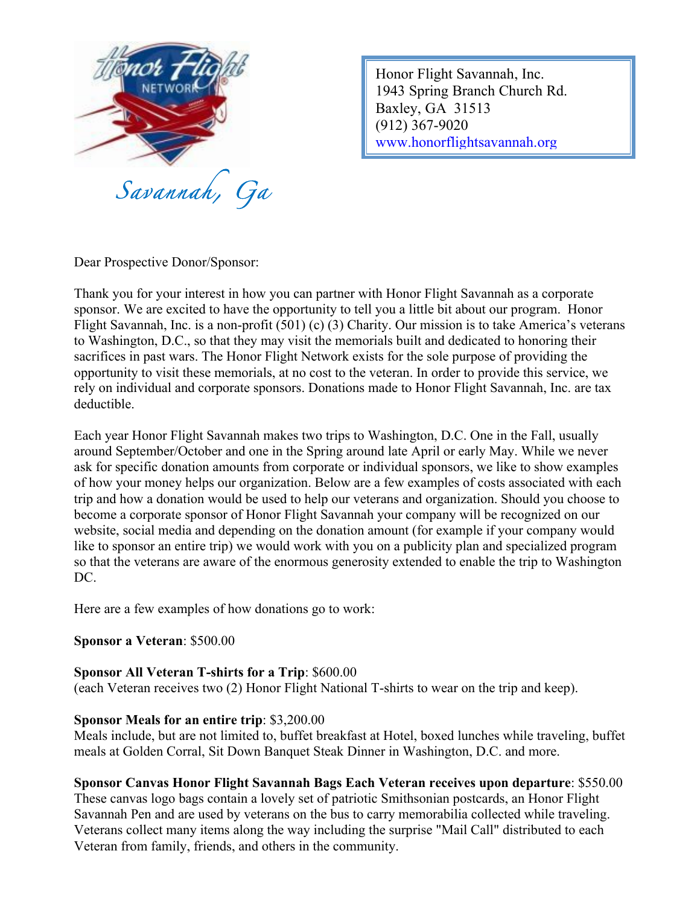Savannah, Ga

Honor Flight Savannah, Inc.
1943 Spring Branch Church Rd.
Baxley, GA 31513
(912) 367-9020
www.honorflightsavannah.org

Dear Prospective Donor/Sponsor:

Thank you for your interest in how you can partner with Honor Flight Savannah as a corporate sponsor. We are excited to have the opportunity to tell you a little bit about our program. Honor Flight Savannah, Inc. is a non-profit (501) (c) (3) Charity. Our mission is to take America's veterans to Washington, D.C., so that they may visit the memorials built and dedicated to honoring their sacrifices in past wars. The Honor Flight Network exists for the sole purpose of providing the opportunity to visit these memorials, at no cost to the veteran. In order to provide this service, we rely on individual and corporate sponsors. Donations made to Honor Flight Savannah, Inc. are tax deductible.

Each year Honor Flight Savannah makes two trips to Washington, D.C. One in the Fall, usually around September/October and one in the Spring around late April or early May. While we never ask for specific donation amounts from corporate or individual sponsors, we like to show examples of how your money helps our organization. Below are a few examples of costs associated with each trip and how a donation would be used to help our veterans and organization. Should you choose to become a corporate sponsor of Honor Flight Savannah your company will be recognized on our website, social media and depending on the donation amount (for example if your company would like to sponsor an entire trip) we would work with you on a publicity plan and specialized program so that the veterans are aware of the enormous generosity extended to enable the trip to Washington DC.

Here are a few examples of how donations go to work:

**Sponsor a Veteran**: $500.00

**Sponsor All Veteran T-shirts for a Trip**: $600.00
(each Veteran receives two (2) Honor Flight National T-shirts to wear on the trip and keep).

**Sponsor Meals for an entire trip**: $3,200.00
Meals include, but are not limited to, buffet breakfast at Hotel, boxed lunches while traveling, buffet meals at Golden Corral, Sit Down Banquet Steak Dinner in Washington, D.C. and more.

**Sponsor Canvas Honor Flight Savannah Bags Each Veteran receives upon departure**: $550.00
These canvas logo bags contain a lovely set of patriotic Smithsonian postcards, an Honor Flight Savannah Pen and are used by veterans on the bus to carry memorabilia collected while traveling. Veterans collect many items along the way including the surprise "Mail Call" distributed to each Veteran from family, friends, and others in the community.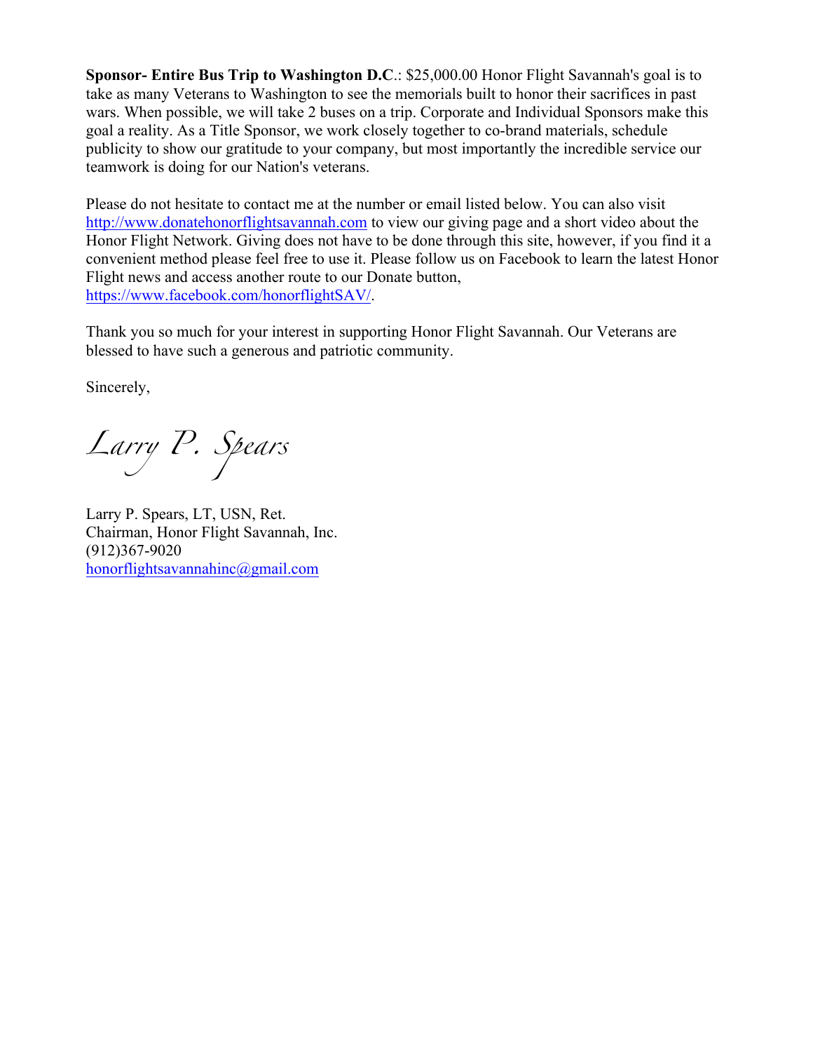**Sponsor- Entire Bus Trip to Washington D.C**.: $25,000.00 Honor Flight Savannah's goal is to take as many Veterans to Washington to see the memorials built to honor their sacrifices in past wars. When possible, we will take 2 buses on a trip. Corporate and Individual Sponsors make this goal a reality. As a Title Sponsor, we work closely together to co-brand materials, schedule publicity to show our gratitude to your company, but most importantly the incredible service our teamwork is doing for our Nation's veterans.

Please do not hesitate to contact me at the number or email listed below. You can also visit [http://www.donatehonorflightsavannah.com](http://www.donatehonorflightsavannah.com) to view our giving page and a short video about the Honor Flight Network. Giving does not have to be done through this site, however, if you find it a convenient method please feel free to use it. Please follow us on Facebook to learn the latest Honor Flight news and access another route to our Donate button, [https://www.facebook.com/honorflightSAV/](https://www.facebook.com/honorflightSAV/).

Thank you so much for your interest in supporting Honor Flight Savannah. Our Veterans are blessed to have such a generous and patriotic community.

Sincerely,

*Larry P. Spears*

Larry P. Spears, LT, USN, Ret.
Chairman, Honor Flight Savannah, Inc.
(912)367-9020
[honorflightsavannahinc@gmail.com](mailto:honorflightsavannahinc@gmail.com)